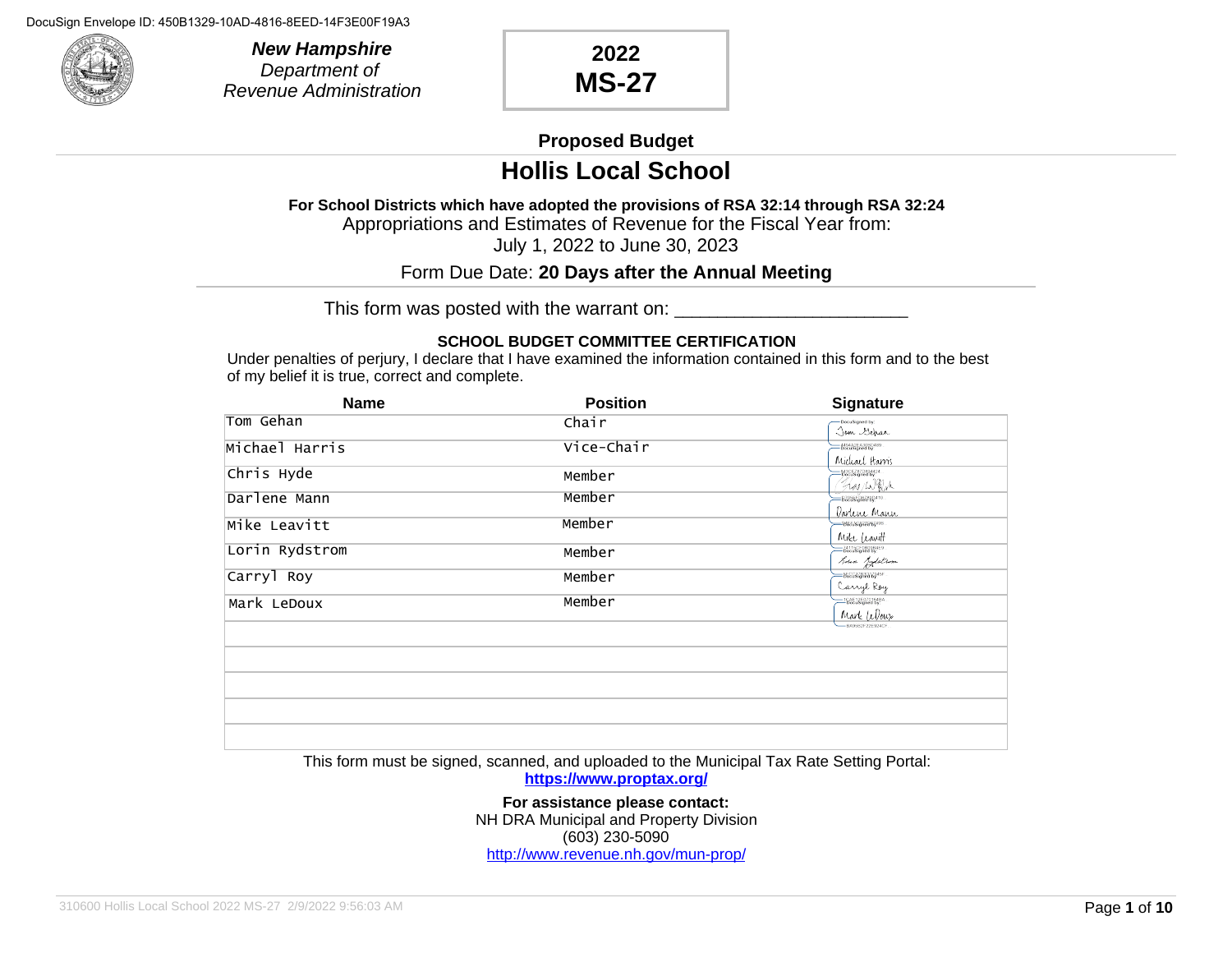DocuSign Envelope ID: 450B1329-10AD-4816-8EED-14F3E00F19A3

***New Hampshire***
*Department of*
*Revenue Administration*

**2022**
**MS-27**

### Proposed Budget

# Hollis Local School

**For School Districts which have adopted the provisions of RSA 32:14 through RSA 32:24**
Appropriations and Estimates of Revenue for the Fiscal Year from:
July 1, 2022 to June 30, 2023

Form Due Date: **20 Days after the Annual Meeting**

This form was posted with the warrant on: ______________________

**SCHOOL BUDGET COMMITTEE CERTIFICATION**

Under penalties of perjury, I declare that I have examined the information contained in this form and to the best of my belief it is true, correct and complete.

| Name | Position | Signature |
|---|---|---|
| Tom Gehan | Chair | Tom Gehan |
| Michael Harris | Vice-Chair | Michael Harris |
| Chris Hyde | Member | |
| Darlene Mann | Member | Darlene Mann |
| Mike Leavitt | Member | Mike Leavitt |
| Lorin Rydstrom | Member | Lorin Rydstrom |
| Carryl Roy | Member | Carryl Roy |
| Mark LeDoux | Member | Mark LeDoux |
| | | |
| | | |
| | | |
| | | |
| | | |

This form must be signed, scanned, and uploaded to the Municipal Tax Rate Setting Portal:
**https://www.proptax.org/**

**For assistance please contact:**
NH DRA Municipal and Property Division
(603) 230-5090
http://www.revenue.nh.gov/mun-prop/

310600 Hollis Local School 2022 MS-27 2/9/2022 9:56:03 AM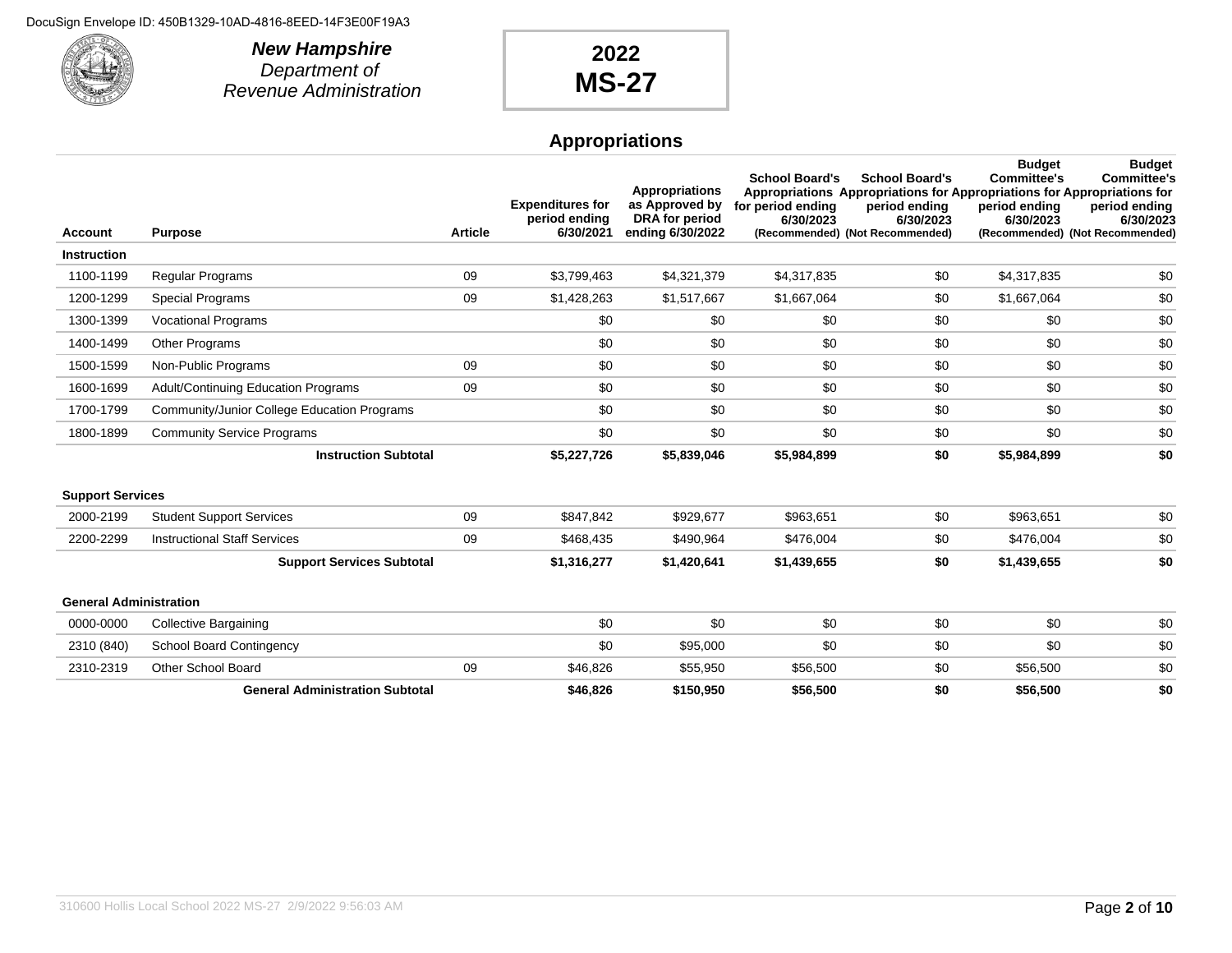DocuSign Envelope ID: 450B1329-10AD-4816-8EED-14F3E00F19A3

***New Hampshire***
*Department of*
*Revenue Administration*

**2022**
**MS-27**

## Appropriations

| Account | Purpose | Article | Expenditures for period ending 6/30/2021 | Appropriations as Approved by DRA for period ending 6/30/2022 | School Board's Appropriations for period ending 6/30/2023 (Recommended) | School Board's Appropriations for period ending 6/30/2023 (Not Recommended) | Budget Committee's Appropriations for period ending 6/30/2023 (Recommended) | Budget Committee's Appropriations for period ending 6/30/2023 (Not Recommended) |
|---|---|---|---|---|---|---|---|---|
| **Instruction** | | | | | | | | |
| 1100-1199 | Regular Programs | 09 | $3,799,463 | $4,321,379 | $4,317,835 | $0 | $4,317,835 | $0 |
| 1200-1299 | Special Programs | 09 | $1,428,263 | $1,517,667 | $1,667,064 | $0 | $1,667,064 | $0 |
| 1300-1399 | Vocational Programs | | $0 | $0 | $0 | $0 | $0 | $0 |
| 1400-1499 | Other Programs | | $0 | $0 | $0 | $0 | $0 | $0 |
| 1500-1599 | Non-Public Programs | 09 | $0 | $0 | $0 | $0 | $0 | $0 |
| 1600-1699 | Adult/Continuing Education Programs | 09 | $0 | $0 | $0 | $0 | $0 | $0 |
| 1700-1799 | Community/Junior College Education Programs | | $0 | $0 | $0 | $0 | $0 | $0 |
| 1800-1899 | Community Service Programs | | $0 | $0 | $0 | $0 | $0 | $0 |
| | **Instruction Subtotal** | | **$5,227,726** | **$5,839,046** | **$5,984,899** | **$0** | **$5,984,899** | **$0** |
| **Support Services** | | | | | | | | |
| 2000-2199 | Student Support Services | 09 | $847,842 | $929,677 | $963,651 | $0 | $963,651 | $0 |
| 2200-2299 | Instructional Staff Services | 09 | $468,435 | $490,964 | $476,004 | $0 | $476,004 | $0 |
| | **Support Services Subtotal** | | **$1,316,277** | **$1,420,641** | **$1,439,655** | **$0** | **$1,439,655** | **$0** |
| **General Administration** | | | | | | | | |
| 0000-0000 | Collective Bargaining | | $0 | $0 | $0 | $0 | $0 | $0 |
| 2310 (840) | School Board Contingency | | $0 | $95,000 | $0 | $0 | $0 | $0 |
| 2310-2319 | Other School Board | 09 | $46,826 | $55,950 | $56,500 | $0 | $56,500 | $0 |
| | **General Administration Subtotal** | | **$46,826** | **$150,950** | **$56,500** | **$0** | **$56,500** | **$0** |

310600 Hollis Local School 2022 MS-27 2/9/2022 9:56:03 AM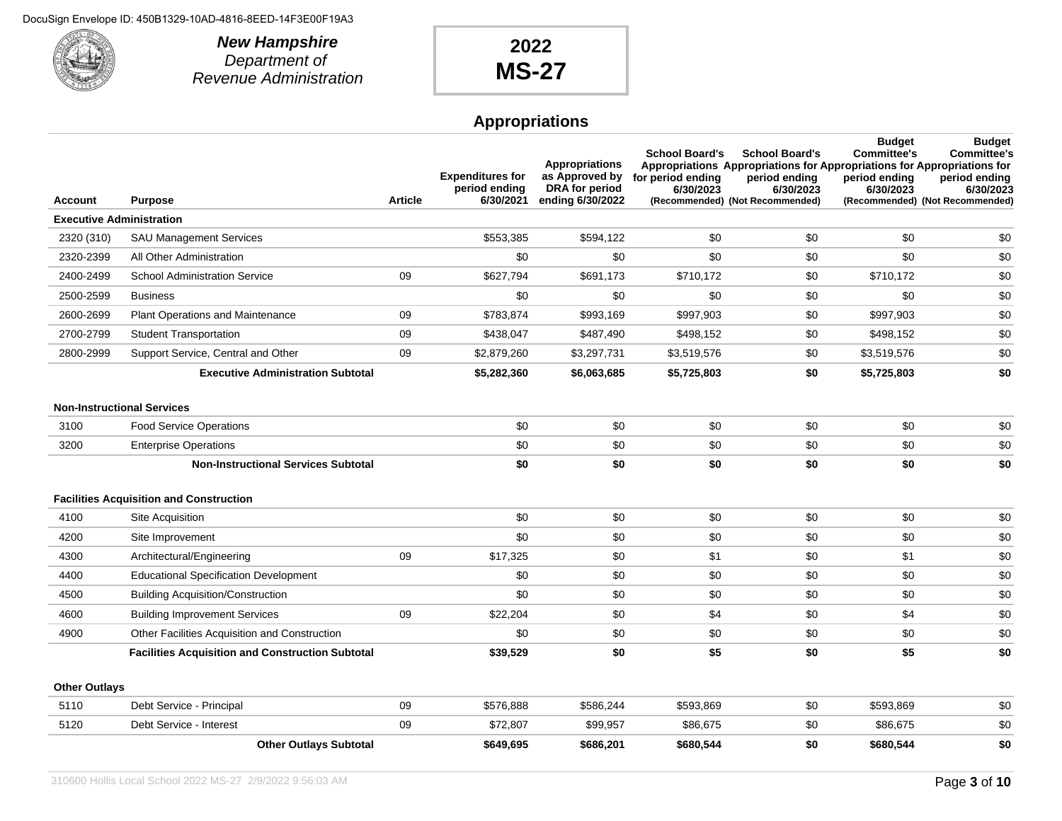**New Hampshire**
*Department of Revenue Administration*

**2022 MS-27**

## Appropriations

| Account | Purpose | Article | Expenditures for period ending 6/30/2021 | Appropriations as Approved by DRA for period ending 6/30/2022 | School Board's Appropriations for period ending 6/30/2023 (Recommended) | School Board's Appropriations for period ending 6/30/2023 (Not Recommended) | Budget Committee's Appropriations for period ending 6/30/2023 (Recommended) | Budget Committee's Appropriations for period ending 6/30/2023 (Not Recommended) |
|---|---|---|---|---|---|---|---|---|
| **Executive Administration** | | | | | | | | |
| 2320 (310) | SAU Management Services | | $553,385 | $594,122 | $0 | $0 | $0 | $0 |
| 2320-2399 | All Other Administration | | $0 | $0 | $0 | $0 | $0 | $0 |
| 2400-2499 | School Administration Service | 09 | $627,794 | $691,173 | $710,172 | $0 | $710,172 | $0 |
| 2500-2599 | Business | | $0 | $0 | $0 | $0 | $0 | $0 |
| 2600-2699 | Plant Operations and Maintenance | 09 | $783,874 | $993,169 | $997,903 | $0 | $997,903 | $0 |
| 2700-2799 | Student Transportation | 09 | $438,047 | $487,490 | $498,152 | $0 | $498,152 | $0 |
| 2800-2999 | Support Service, Central and Other | 09 | $2,879,260 | $3,297,731 | $3,519,576 | $0 | $3,519,576 | $0 |
| | **Executive Administration Subtotal** | | **$5,282,360** | **$6,063,685** | **$5,725,803** | **$0** | **$5,725,803** | **$0** |
| **Non-Instructional Services** | | | | | | | | |
| 3100 | Food Service Operations | | $0 | $0 | $0 | $0 | $0 | $0 |
| 3200 | Enterprise Operations | | $0 | $0 | $0 | $0 | $0 | $0 |
| | **Non-Instructional Services Subtotal** | | **$0** | **$0** | **$0** | **$0** | **$0** | **$0** |
| **Facilities Acquisition and Construction** | | | | | | | | |
| 4100 | Site Acquisition | | $0 | $0 | $0 | $0 | $0 | $0 |
| 4200 | Site Improvement | | $0 | $0 | $0 | $0 | $0 | $0 |
| 4300 | Architectural/Engineering | 09 | $17,325 | $0 | $1 | $0 | $1 | $0 |
| 4400 | Educational Specification Development | | $0 | $0 | $0 | $0 | $0 | $0 |
| 4500 | Building Acquisition/Construction | | $0 | $0 | $0 | $0 | $0 | $0 |
| 4600 | Building Improvement Services | 09 | $22,204 | $0 | $4 | $0 | $4 | $0 |
| 4900 | Other Facilities Acquisition and Construction | | $0 | $0 | $0 | $0 | $0 | $0 |
| | **Facilities Acquisition and Construction Subtotal** | | **$39,529** | **$0** | **$5** | **$0** | **$5** | **$0** |
| **Other Outlays** | | | | | | | | |
| 5110 | Debt Service - Principal | 09 | $576,888 | $586,244 | $593,869 | $0 | $593,869 | $0 |
| 5120 | Debt Service - Interest | 09 | $72,807 | $99,957 | $86,675 | $0 | $86,675 | $0 |
| | **Other Outlays Subtotal** | | **$649,695** | **$686,201** | **$680,544** | **$0** | **$680,544** | **$0** |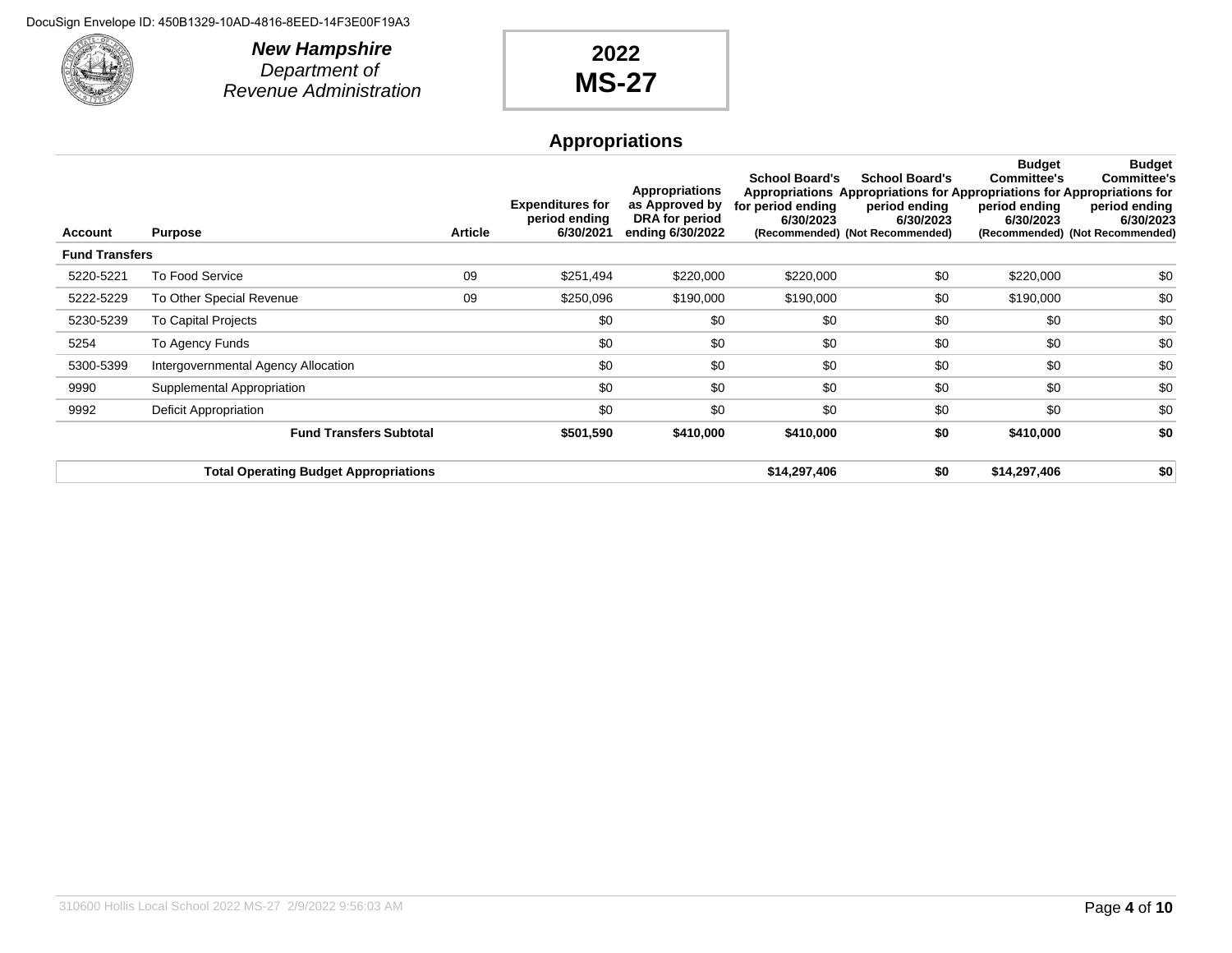DocuSign Envelope ID: 450B1329-10AD-4816-8EED-14F3E00F19A3

***New Hampshire***
*Department of*
*Revenue Administration*

**2022**
**MS-27**

## Appropriations

| Account | Purpose | Article | Expenditures for period ending 6/30/2021 | Appropriations as Approved by DRA for period ending 6/30/2022 | School Board's Appropriations for period ending 6/30/2023 (Recommended) | School Board's Appropriations for period ending 6/30/2023 (Not Recommended) | Budget Committee's Appropriations for period ending 6/30/2023 (Recommended) | Budget Committee's Appropriations for period ending 6/30/2023 (Not Recommended) |
|---|---|---|---|---|---|---|---|---|
| **Fund Transfers** | | | | | | | | |
| 5220-5221 | To Food Service | 09 | $251,494 | $220,000 | $220,000 | $0 | $220,000 | $0 |
| 5222-5229 | To Other Special Revenue | 09 | $250,096 | $190,000 | $190,000 | $0 | $190,000 | $0 |
| 5230-5239 | To Capital Projects | | $0 | $0 | $0 | $0 | $0 | $0 |
| 5254 | To Agency Funds | | $0 | $0 | $0 | $0 | $0 | $0 |
| 5300-5399 | Intergovernmental Agency Allocation | | $0 | $0 | $0 | $0 | $0 | $0 |
| 9990 | Supplemental Appropriation | | $0 | $0 | $0 | $0 | $0 | $0 |
| 9992 | Deficit Appropriation | | $0 | $0 | $0 | $0 | $0 | $0 |
| | **Fund Transfers Subtotal** | | **$501,590** | **$410,000** | **$410,000** | **$0** | **$410,000** | **$0** |
| | **Total Operating Budget Appropriations** | | | | **$14,297,406** | **$0** | **$14,297,406** | **$0** |

310600 Hollis Local School 2022 MS-27 2/9/2022 9:56:03 AM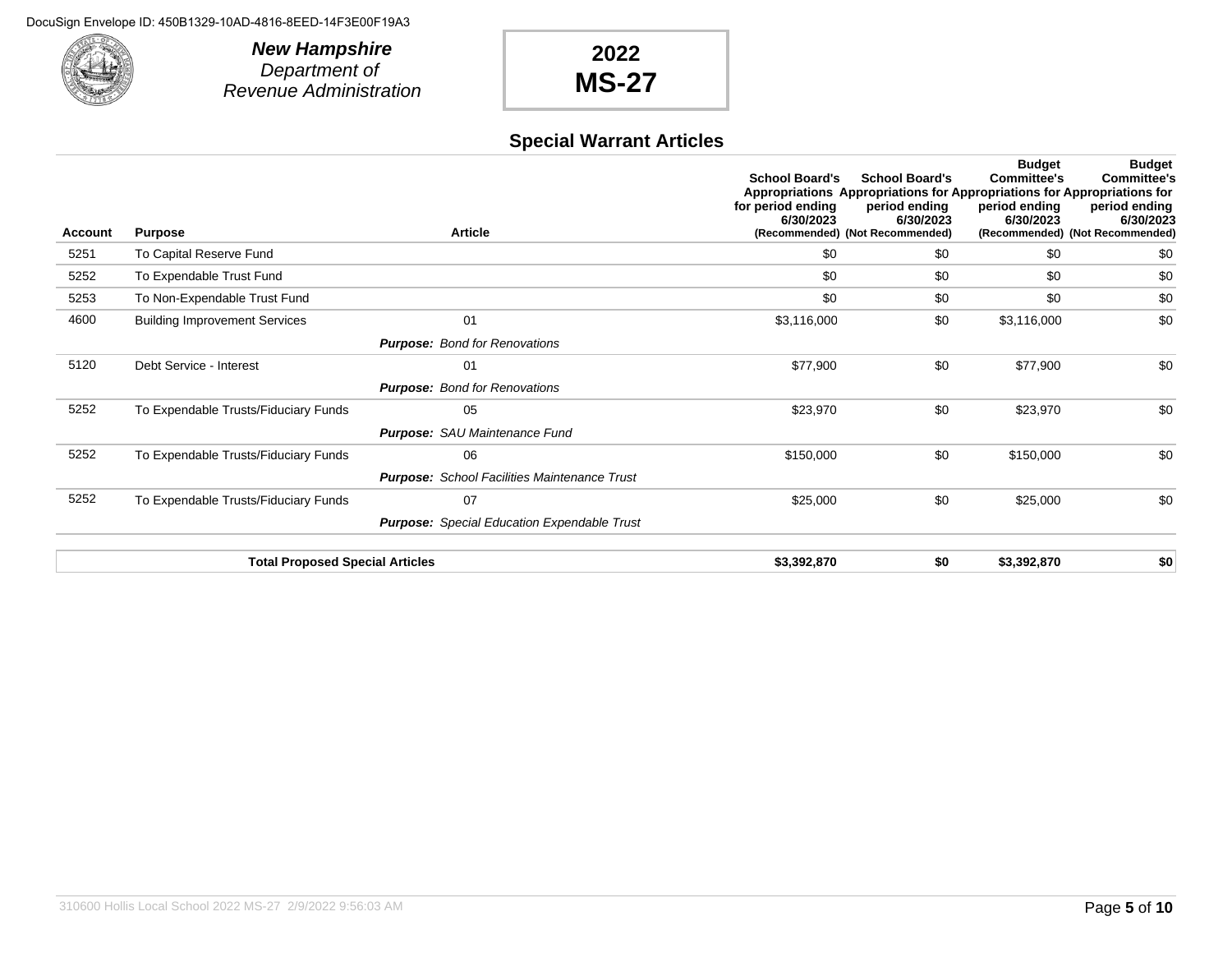DocuSign Envelope ID: 450B1329-10AD-4816-8EED-14F3E00F19A3

**New Hampshire**
*Department of Revenue Administration*

**2022**
**MS-27**

## Special Warrant Articles

| Account | Purpose | Article | School Board's Appropriations for period ending 6/30/2023 (Recommended) | School Board's Appropriations for period ending 6/30/2023 (Not Recommended) | Budget Committee's Appropriations for period ending 6/30/2023 (Recommended) | Budget Committee's Appropriations for period ending 6/30/2023 (Not Recommended) |
|---|---|---|---|---|---|---|
| 5251 | To Capital Reserve Fund | | $0 | $0 | $0 | $0 |
| 5252 | To Expendable Trust Fund | | $0 | $0 | $0 | $0 |
| 5253 | To Non-Expendable Trust Fund | | $0 | $0 | $0 | $0 |
| 4600 | Building Improvement Services | 01 | $3,116,000 | $0 | $3,116,000 | $0 |
| | | ***Purpose:*** *Bond for Renovations* | | | | |
| 5120 | Debt Service - Interest | 01 | $77,900 | $0 | $77,900 | $0 |
| | | ***Purpose:*** *Bond for Renovations* | | | | |
| 5252 | To Expendable Trusts/Fiduciary Funds | 05 | $23,970 | $0 | $23,970 | $0 |
| | | ***Purpose:*** *SAU Maintenance Fund* | | | | |
| 5252 | To Expendable Trusts/Fiduciary Funds | 06 | $150,000 | $0 | $150,000 | $0 |
| | | ***Purpose:*** *School Facilities Maintenance Trust* | | | | |
| 5252 | To Expendable Trusts/Fiduciary Funds | 07 | $25,000 | $0 | $25,000 | $0 |
| | | ***Purpose:*** *Special Education Expendable Trust* | | | | |
| | **Total Proposed Special Articles** | | **$3,392,870** | **$0** | **$3,392,870** | **$0** |

310600 Hollis Local School 2022 MS-27 2/9/2022 9:56:03 AM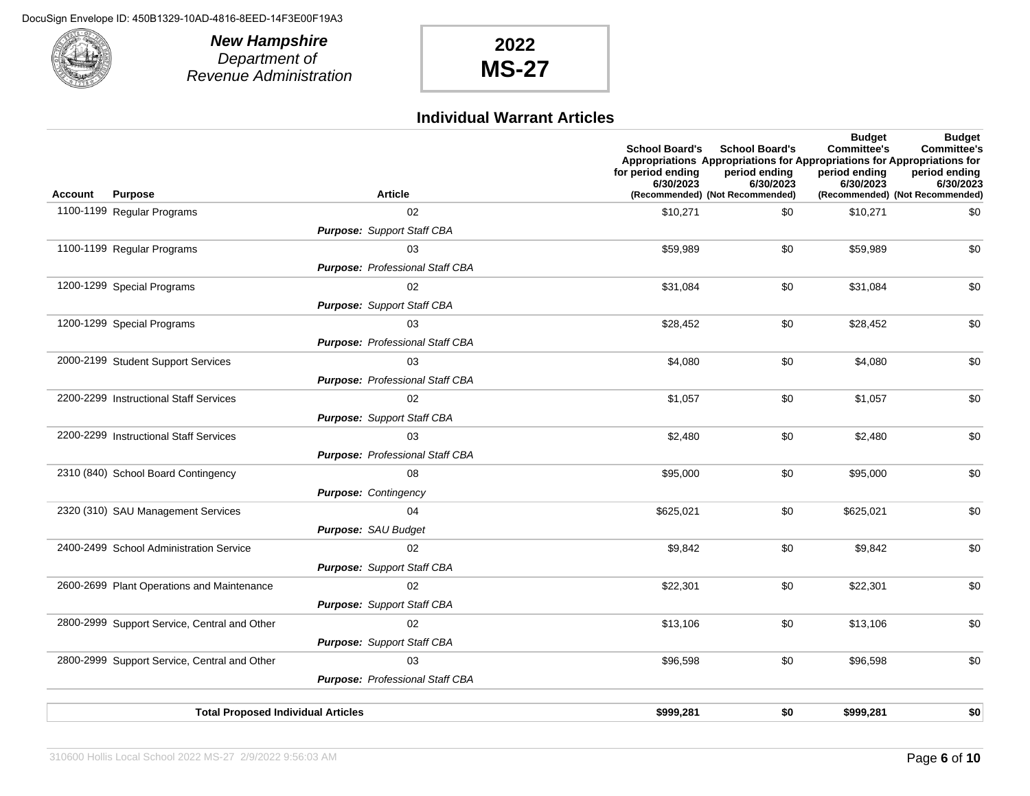DocuSign Envelope ID: 450B1329-10AD-4816-8EED-14F3E00F19A3

**New Hampshire**
*Department of*
*Revenue Administration*

**2022**
**MS-27**

## Individual Warrant Articles

| Account | Purpose | Article | School Board's Appropriations for period ending 6/30/2023 (Recommended) | School Board's Appropriations for period ending 6/30/2023 (Not Recommended) | Budget Committee's Appropriations for period ending 6/30/2023 (Recommended) | Budget Committee's Appropriations for period ending 6/30/2023 (Not Recommended) |
|---|---|---|---|---|---|---|
| 1100-1199 | Regular Programs | 02 | $10,271 | $0 | $10,271 | $0 |
| | | ***Purpose:*** *Support Staff CBA* | | | | |
| 1100-1199 | Regular Programs | 03 | $59,989 | $0 | $59,989 | $0 |
| | | ***Purpose:*** *Professional Staff CBA* | | | | |
| 1200-1299 | Special Programs | 02 | $31,084 | $0 | $31,084 | $0 |
| | | ***Purpose:*** *Support Staff CBA* | | | | |
| 1200-1299 | Special Programs | 03 | $28,452 | $0 | $28,452 | $0 |
| | | ***Purpose:*** *Professional Staff CBA* | | | | |
| 2000-2199 | Student Support Services | 03 | $4,080 | $0 | $4,080 | $0 |
| | | ***Purpose:*** *Professional Staff CBA* | | | | |
| 2200-2299 | Instructional Staff Services | 02 | $1,057 | $0 | $1,057 | $0 |
| | | ***Purpose:*** *Support Staff CBA* | | | | |
| 2200-2299 | Instructional Staff Services | 03 | $2,480 | $0 | $2,480 | $0 |
| | | ***Purpose:*** *Professional Staff CBA* | | | | |
| 2310 (840) | School Board Contingency | 08 | $95,000 | $0 | $95,000 | $0 |
| | | ***Purpose:*** *Contingency* | | | | |
| 2320 (310) | SAU Management Services | 04 | $625,021 | $0 | $625,021 | $0 |
| | | ***Purpose:*** *SAU Budget* | | | | |
| 2400-2499 | School Administration Service | 02 | $9,842 | $0 | $9,842 | $0 |
| | | ***Purpose:*** *Support Staff CBA* | | | | |
| 2600-2699 | Plant Operations and Maintenance | 02 | $22,301 | $0 | $22,301 | $0 |
| | | ***Purpose:*** *Support Staff CBA* | | | | |
| 2800-2999 | Support Service, Central and Other | 02 | $13,106 | $0 | $13,106 | $0 |
| | | ***Purpose:*** *Support Staff CBA* | | | | |
| 2800-2999 | Support Service, Central and Other | 03 | $96,598 | $0 | $96,598 | $0 |
| | | ***Purpose:*** *Professional Staff CBA* | | | | |
| **Total Proposed Individual Articles** | | | **$999,281** | **$0** | **$999,281** | **$0** |

310600 Hollis Local School 2022 MS-27 2/9/2022 9:56:03 AM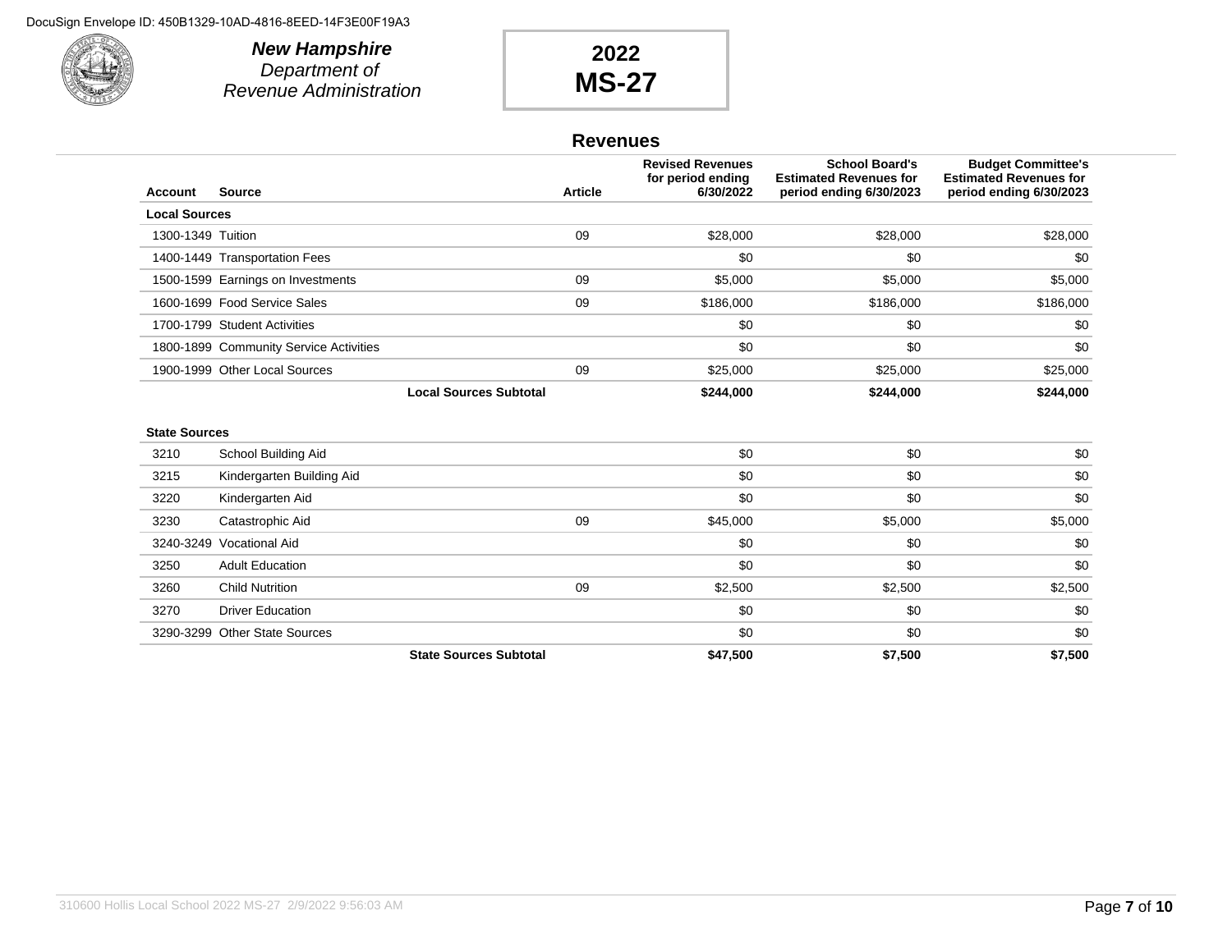**New Hampshire**
*Department of*
*Revenue Administration*

**2022**
**MS-27**

## Revenues

| Account | Source | Article | Revised Revenues for period ending 6/30/2022 | School Board's Estimated Revenues for period ending 6/30/2023 | Budget Committee's Estimated Revenues for period ending 6/30/2023 |
|---|---|---|---|---|---|
| **Local Sources** | | | | | |
| 1300-1349 | Tuition | 09 | $28,000 | $28,000 | $28,000 |
| 1400-1449 | Transportation Fees | | $0 | $0 | $0 |
| 1500-1599 | Earnings on Investments | 09 | $5,000 | $5,000 | $5,000 |
| 1600-1699 | Food Service Sales | 09 | $186,000 | $186,000 | $186,000 |
| 1700-1799 | Student Activities | | $0 | $0 | $0 |
| 1800-1899 | Community Service Activities | | $0 | $0 | $0 |
| 1900-1999 | Other Local Sources | 09 | $25,000 | $25,000 | $25,000 |
| | **Local Sources Subtotal** | | **$244,000** | **$244,000** | **$244,000** |
| **State Sources** | | | | | |
| 3210 | School Building Aid | | $0 | $0 | $0 |
| 3215 | Kindergarten Building Aid | | $0 | $0 | $0 |
| 3220 | Kindergarten Aid | | $0 | $0 | $0 |
| 3230 | Catastrophic Aid | 09 | $45,000 | $5,000 | $5,000 |
| 3240-3249 | Vocational Aid | | $0 | $0 | $0 |
| 3250 | Adult Education | | $0 | $0 | $0 |
| 3260 | Child Nutrition | 09 | $2,500 | $2,500 | $2,500 |
| 3270 | Driver Education | | $0 | $0 | $0 |
| 3290-3299 | Other State Sources | | $0 | $0 | $0 |
| | **State Sources Subtotal** | | **$47,500** | **$7,500** | **$7,500** |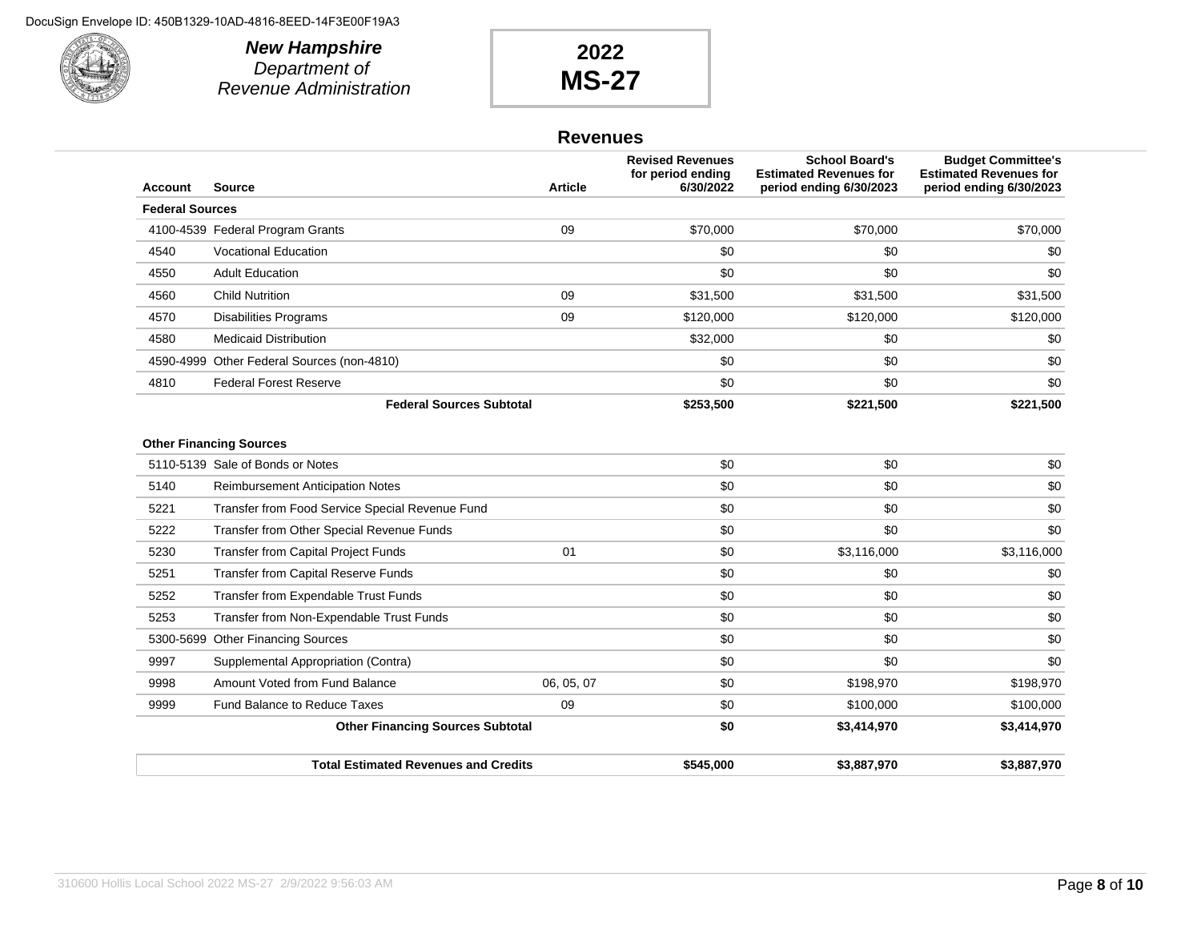DocuSign Envelope ID: 450B1329-10AD-4816-8EED-14F3E00F19A3

**New Hampshire**
*Department of*
*Revenue Administration*

**2022**
**MS-27**

## Revenues

| Account | Source | Article | Revised Revenues for period ending 6/30/2022 | School Board's Estimated Revenues for period ending 6/30/2023 | Budget Committee's Estimated Revenues for period ending 6/30/2023 |
|---|---|---|---|---|---|
| **Federal Sources** | | | | | |
| 4100-4539 | Federal Program Grants | 09 | $70,000 | $70,000 | $70,000 |
| 4540 | Vocational Education | | $0 | $0 | $0 |
| 4550 | Adult Education | | $0 | $0 | $0 |
| 4560 | Child Nutrition | 09 | $31,500 | $31,500 | $31,500 |
| 4570 | Disabilities Programs | 09 | $120,000 | $120,000 | $120,000 |
| 4580 | Medicaid Distribution | | $32,000 | $0 | $0 |
| 4590-4999 | Other Federal Sources (non-4810) | | $0 | $0 | $0 |
| 4810 | Federal Forest Reserve | | $0 | $0 | $0 |
| | **Federal Sources Subtotal** | | **$253,500** | **$221,500** | **$221,500** |
| **Other Financing Sources** | | | | | |
| 5110-5139 | Sale of Bonds or Notes | | $0 | $0 | $0 |
| 5140 | Reimbursement Anticipation Notes | | $0 | $0 | $0 |
| 5221 | Transfer from Food Service Special Revenue Fund | | $0 | $0 | $0 |
| 5222 | Transfer from Other Special Revenue Funds | | $0 | $0 | $0 |
| 5230 | Transfer from Capital Project Funds | 01 | $0 | $3,116,000 | $3,116,000 |
| 5251 | Transfer from Capital Reserve Funds | | $0 | $0 | $0 |
| 5252 | Transfer from Expendable Trust Funds | | $0 | $0 | $0 |
| 5253 | Transfer from Non-Expendable Trust Funds | | $0 | $0 | $0 |
| 5300-5699 | Other Financing Sources | | $0 | $0 | $0 |
| 9997 | Supplemental Appropriation (Contra) | | $0 | $0 | $0 |
| 9998 | Amount Voted from Fund Balance | 06, 05, 07 | $0 | $198,970 | $198,970 |
| 9999 | Fund Balance to Reduce Taxes | 09 | $0 | $100,000 | $100,000 |
| | **Other Financing Sources Subtotal** | | **$0** | **$3,414,970** | **$3,414,970** |
| | **Total Estimated Revenues and Credits** | | **$545,000** | **$3,887,970** | **$3,887,970** |

310600 Hollis Local School 2022 MS-27 2/9/2022 9:56:03 AM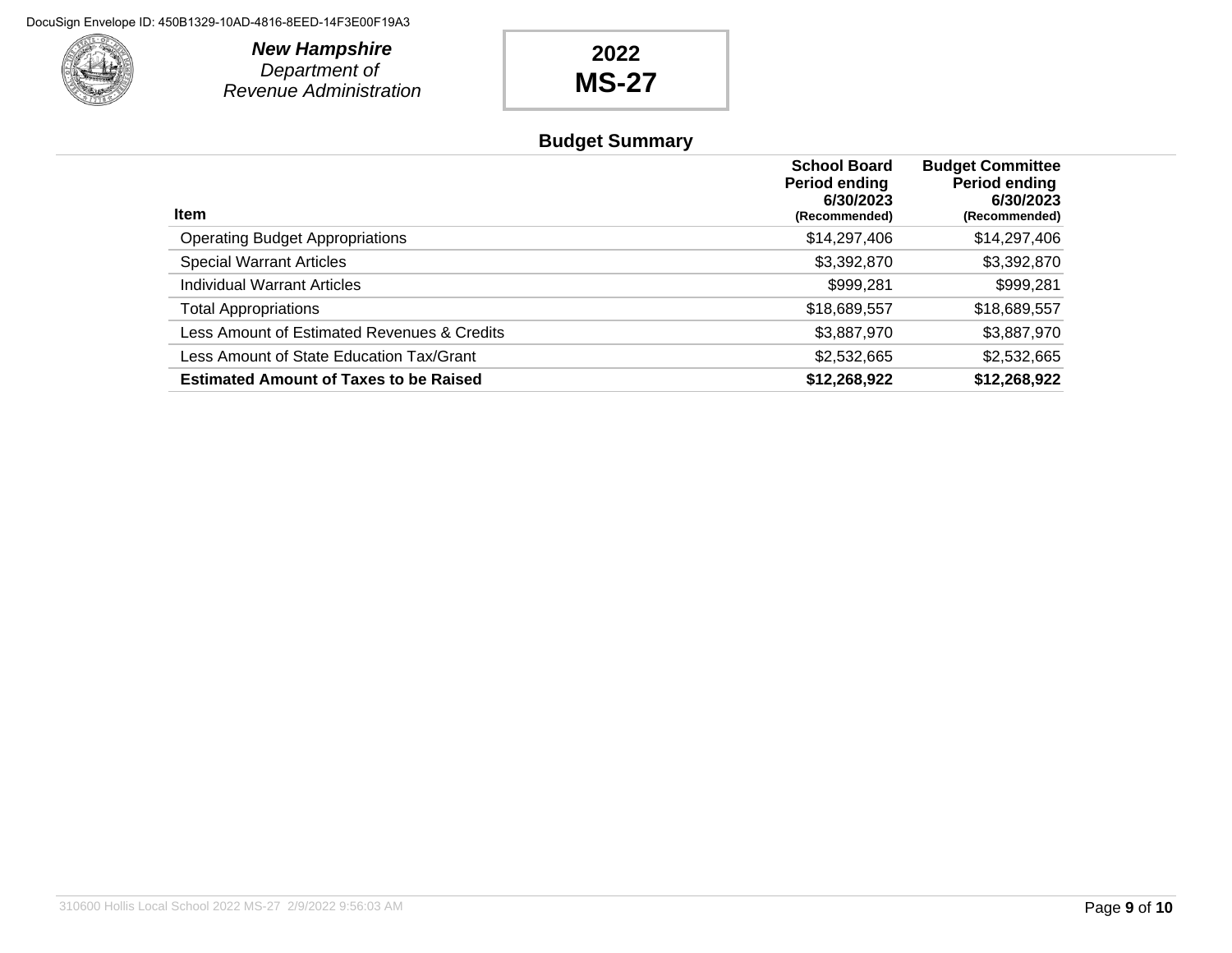DocuSign Envelope ID: 450B1329-10AD-4816-8EED-14F3E00F19A3

***New Hampshire***
*Department of*
*Revenue Administration*

**2022**
**MS-27**

## Budget Summary

| Item | School Board Period ending 6/30/2023 (Recommended) | Budget Committee Period ending 6/30/2023 (Recommended) |
|---|---|---|
| Operating Budget Appropriations | $14,297,406 | $14,297,406 |
| Special Warrant Articles | $3,392,870 | $3,392,870 |
| Individual Warrant Articles | $999,281 | $999,281 |
| Total Appropriations | $18,689,557 | $18,689,557 |
| Less Amount of Estimated Revenues & Credits | $3,887,970 | $3,887,970 |
| Less Amount of State Education Tax/Grant | $2,532,665 | $2,532,665 |
| **Estimated Amount of Taxes to be Raised** | **$12,268,922** | **$12,268,922** |

310600 Hollis Local School 2022 MS-27 2/9/2022 9:56:03 AM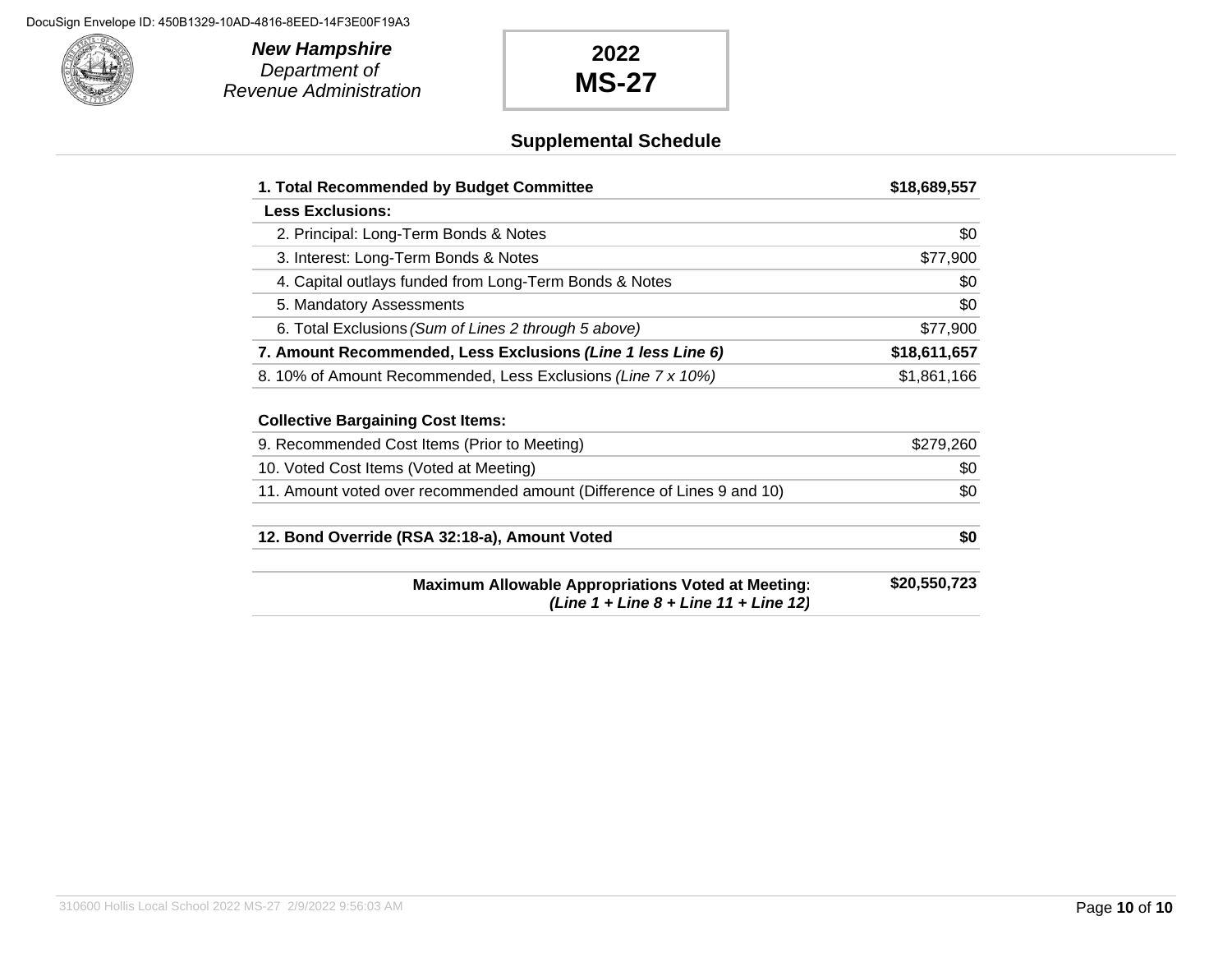DocuSign Envelope ID: 450B1329-10AD-4816-8EED-14F3E00F19A3

***New Hampshire***
*Department of*
*Revenue Administration*

**2022**
**MS-27**

## Supplemental Schedule

| | |
|---|---|
| **1. Total Recommended by Budget Committee** | **$18,689,557** |
| **Less Exclusions:** | |
| 2. Principal: Long-Term Bonds & Notes | $0 |
| 3. Interest: Long-Term Bonds & Notes | $77,900 |
| 4. Capital outlays funded from Long-Term Bonds & Notes | $0 |
| 5. Mandatory Assessments | $0 |
| 6. Total Exclusions *(Sum of Lines 2 through 5 above)* | $77,900 |
| **7. Amount Recommended, Less Exclusions *(Line 1 less Line 6)*** | **$18,611,657** |
| 8. 10% of Amount Recommended, Less Exclusions *(Line 7 x 10%)* | $1,861,166 |
| **Collective Bargaining Cost Items:** | |
| 9. Recommended Cost Items (Prior to Meeting) | $279,260 |
| 10. Voted Cost Items (Voted at Meeting) | $0 |
| 11. Amount voted over recommended amount (Difference of Lines 9 and 10) | $0 |
| **12. Bond Override (RSA 32:18-a), Amount Voted** | **$0** |
| **Maximum Allowable Appropriations Voted at Meeting:** ***(Line 1 + Line 8 + Line 11 + Line 12)*** | **$20,550,723** |

310600 Hollis Local School 2022 MS-27 2/9/2022 9:56:03 AM